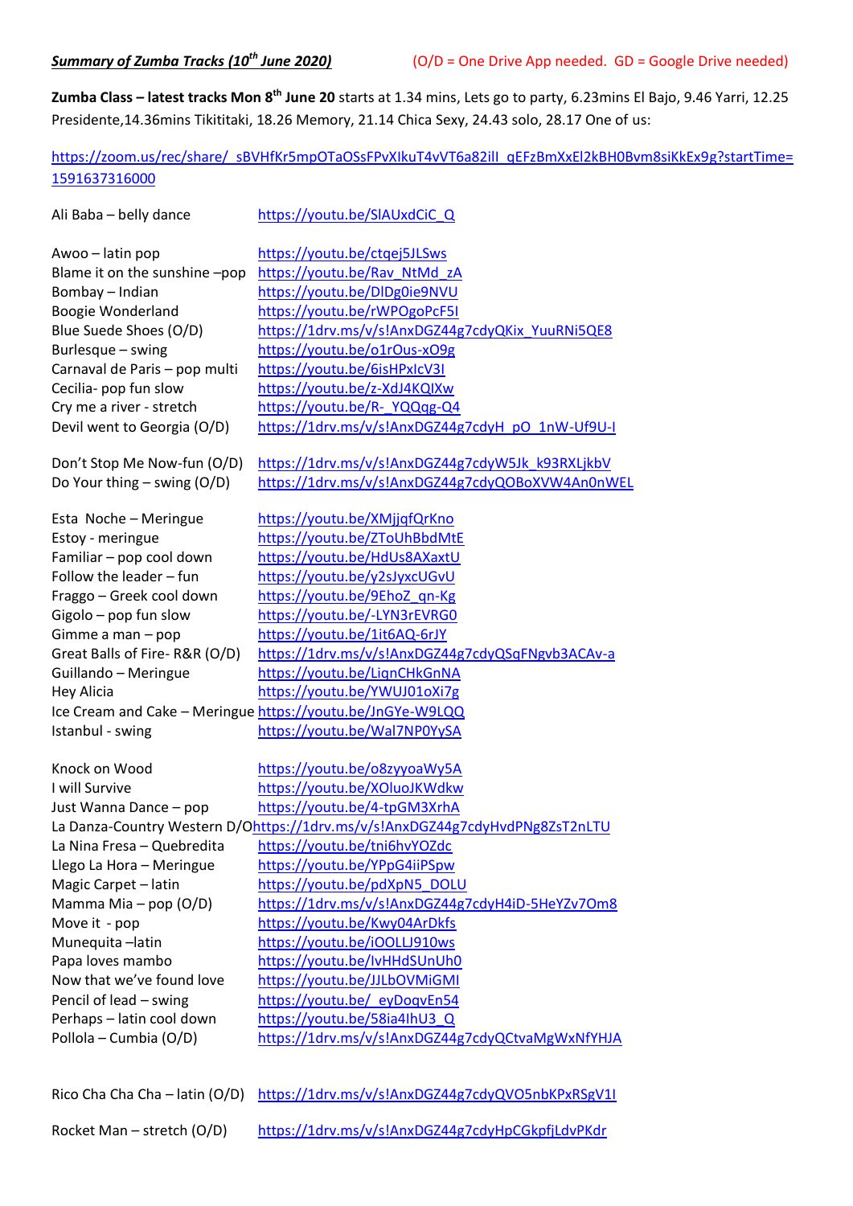***Summary of Zumba Tracks (10th June 2020)*** (O/D = One Drive App needed. GD = Google Drive needed)

**Zumba Class – latest tracks Mon 8th June 20** starts at 1.34 mins, Lets go to party, 6.23mins El Bajo, 9.46 Yarri, 12.25 Presidente,14.36mins Tikititaki, 18.26 Memory, 21.14 Chica Sexy, 24.43 solo, 28.17 One of us:

https://zoom.us/rec/share/_sBVHfKr5mpOTaOSsFPvXIkuT4vVT6a82iIl_qEFzBmXxEl2kBH0Bvm8siKkEx9g?startTime=1591637316000

| | |
|---|---|
| Ali Baba – belly dance | https://youtu.be/SlAUxdCiC_Q |
| | |
| Awoo – latin pop | https://youtu.be/ctqej5JLSws |
| Blame it on the sunshine –pop | https://youtu.be/Rav_NtMd_zA |
| Bombay – Indian | https://youtu.be/DlDg0ie9NVU |
| Boogie Wonderland | https://youtu.be/rWPOgoPcF5I |
| Blue Suede Shoes (O/D) | https://1drv.ms/v/s!AnxDGZ44g7cdyQKix_YuuRNi5QE8 |
| Burlesque – swing | https://youtu.be/o1rOus-xO9g |
| Carnaval de Paris – pop multi | https://youtu.be/6isHPxlcV3I |
| Cecilia- pop fun slow | https://youtu.be/z-XdJ4KQlXw |
| Cry me a river - stretch | https://youtu.be/R-_YQQqg-Q4 |
| Devil went to Georgia (O/D) | https://1drv.ms/v/s!AnxDGZ44g7cdyH_pO_1nW-Uf9U-I |
| | |
| Don’t Stop Me Now-fun (O/D) | https://1drv.ms/v/s!AnxDGZ44g7cdyW5Jk_k93RXLjkbV |
| Do Your thing – swing (O/D) | https://1drv.ms/v/s!AnxDGZ44g7cdyQOBoXVW4An0nWEL |
| | |
| Esta Noche – Meringue | https://youtu.be/XMjjqfQrKno |
| Estoy - meringue | https://youtu.be/ZToUhBbdMtE |
| Familiar – pop cool down | https://youtu.be/HdUs8AXaxtU |
| Follow the leader – fun | https://youtu.be/y2sJyxcUGvU |
| Fraggo – Greek cool down | https://youtu.be/9EhoZ_qn-Kg |
| Gigolo – pop fun slow | https://youtu.be/-LYN3rEVRG0 |
| Gimme a man – pop | https://youtu.be/1it6AQ-6rJY |
| Great Balls of Fire- R&R (O/D) | https://1drv.ms/v/s!AnxDGZ44g7cdyQSqFNgvb3ACAv-a |
| Guillando – Meringue | https://youtu.be/LiqnCHkGnNA |
| Hey Alicia | https://youtu.be/YWUJ01oXi7g |
| Ice Cream and Cake – Meringue | https://youtu.be/JnGYe-W9LQQ |
| Istanbul - swing | https://youtu.be/Wal7NP0YySA |
| | |
| Knock on Wood | https://youtu.be/o8zyyoaWy5A |
| I will Survive | https://youtu.be/XOluoJKWdkw |
| Just Wanna Dance – pop | https://youtu.be/4-tpGM3XrhA |
| La Danza-Country Western D/O | https://1drv.ms/v/s!AnxDGZ44g7cdyHvdPNg8ZsT2nLTU |
| La Nina Fresa – Quebredita | https://youtu.be/tni6hvYOZdc |
| Llego La Hora – Meringue | https://youtu.be/YPpG4iiPSpw |
| Magic Carpet – latin | https://youtu.be/pdXpN5_DOLU |
| Mamma Mia – pop (O/D) | https://1drv.ms/v/s!AnxDGZ44g7cdyH4iD-5HeYZv7Om8 |
| Move it - pop | https://youtu.be/Kwy04ArDkfs |
| Munequita –latin | https://youtu.be/iOOLLJ910ws |
| Papa loves mambo | https://youtu.be/IvHHdSUnUh0 |
| Now that we’ve found love | https://youtu.be/JJLbOVMiGMI |
| Pencil of lead – swing | https://youtu.be/_eyDoqvEn54 |
| Perhaps – latin cool down | https://youtu.be/58ia4lhU3_Q |
| Pollola – Cumbia (O/D) | https://1drv.ms/v/s!AnxDGZ44g7cdyQCtvaMgWxNfYHJA |
| | |
| Rico Cha Cha Cha – latin (O/D) | https://1drv.ms/v/s!AnxDGZ44g7cdyQVO5nbKPxRSgV1I |
| | |
| Rocket Man – stretch (O/D) | https://1drv.ms/v/s!AnxDGZ44g7cdyHpCGkpfjLdvPKdr |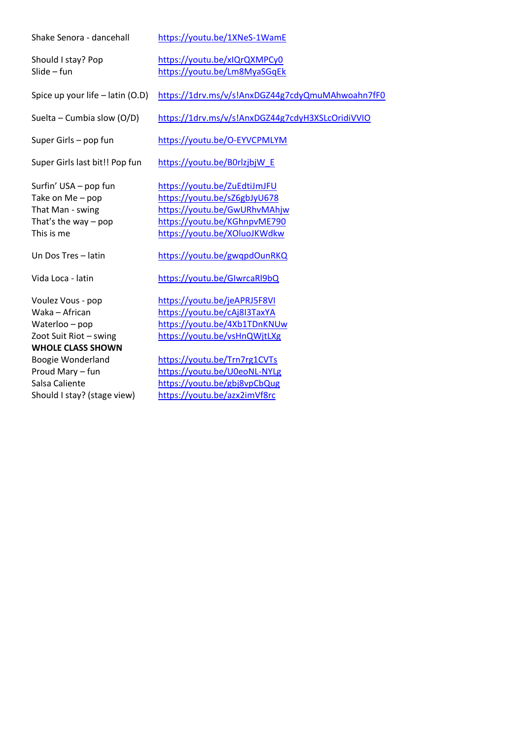Shake Senora - dancehall https://youtu.be/1XNeS-1WamE

Should I stay? Pop https://youtu.be/xIQrQXMPCy0
Slide – fun https://youtu.be/Lm8MyaSGqEk

Spice up your life – latin (O.D) https://1drv.ms/v/s!AnxDGZ44g7cdyQmuMAhwoahn7fF0

Suelta – Cumbia slow (O/D) https://1drv.ms/v/s!AnxDGZ44g7cdyH3XSLcOridiVVIO

Super Girls – pop fun https://youtu.be/O-EYVCPMLYM

Super Girls last bit!! Pop fun https://youtu.be/B0rlzjbjW_E

Surfin' USA – pop fun https://youtu.be/ZuEdtiJmJFU
Take on Me – pop https://youtu.be/sZ6gbJyU678
That Man - swing https://youtu.be/GwURhvMAhjw
That's the way – pop https://youtu.be/KGhnpvME790
This is me https://youtu.be/XOluoJKWdkw

Un Dos Tres – latin https://youtu.be/gwqpdOunRKQ

Vida Loca - latin https://youtu.be/GIwrcaRl9bQ

Voulez Vous - pop https://youtu.be/jeAPRJ5F8VI
Waka – African https://youtu.be/cAj8I3TaxYA
Waterloo – pop https://youtu.be/4Xb1TDnKNUw
Zoot Suit Riot – swing https://youtu.be/vsHnQWjtLXg

**WHOLE CLASS SHOWN**

Boogie Wonderland https://youtu.be/Trn7rg1CVTs
Proud Mary – fun https://youtu.be/U0eoNL-NYLg
Salsa Caliente https://youtu.be/gbj8vpCbQug
Should I stay? (stage view) https://youtu.be/azx2imVf8rc